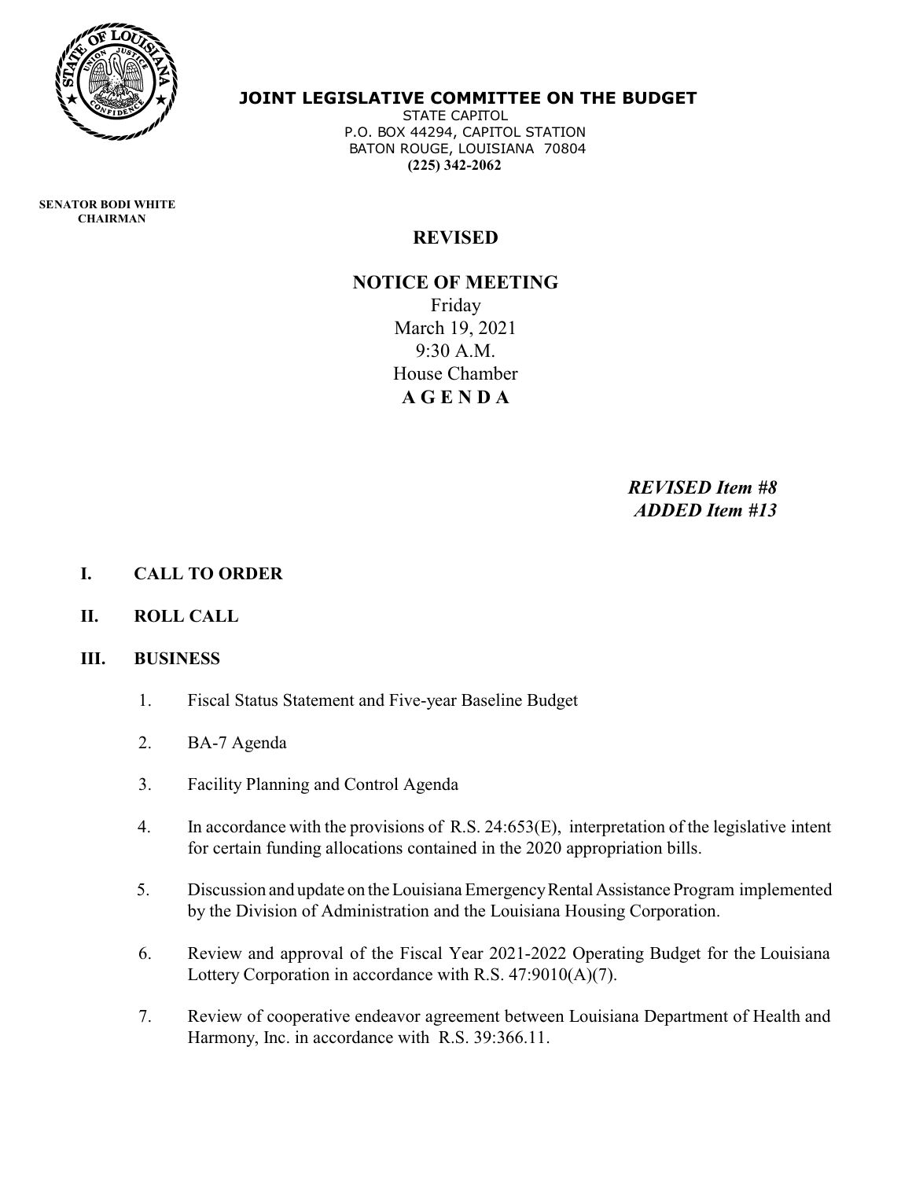# JOINT LEGISLATIVE COMMITTEE ON THE BUDGET

STATE CAPITOL
P.O. BOX 44294, CAPITOL STATION
BATON ROUGE, LOUISIANA 70804
**(225) 342-2062**

**SENATOR BODI WHITE**
**CHAIRMAN**

## REVISED

## NOTICE OF MEETING

Friday
March 19, 2021
9:30 A.M.
House Chamber
**A G E N D A**

***REVISED Item #8***
***ADDED Item #13***

**I. CALL TO ORDER**

**II. ROLL CALL**

**III. BUSINESS**

1. Fiscal Status Statement and Five-year Baseline Budget

2. BA-7 Agenda

3. Facility Planning and Control Agenda

4. In accordance with the provisions of R.S. 24:653(E), interpretation of the legislative intent for certain funding allocations contained in the 2020 appropriation bills.

5. Discussion and update on the Louisiana Emergency Rental Assistance Program implemented by the Division of Administration and the Louisiana Housing Corporation.

6. Review and approval of the Fiscal Year 2021-2022 Operating Budget for the Louisiana Lottery Corporation in accordance with R.S. 47:9010(A)(7).

7. Review of cooperative endeavor agreement between Louisiana Department of Health and Harmony, Inc. in accordance with R.S. 39:366.11.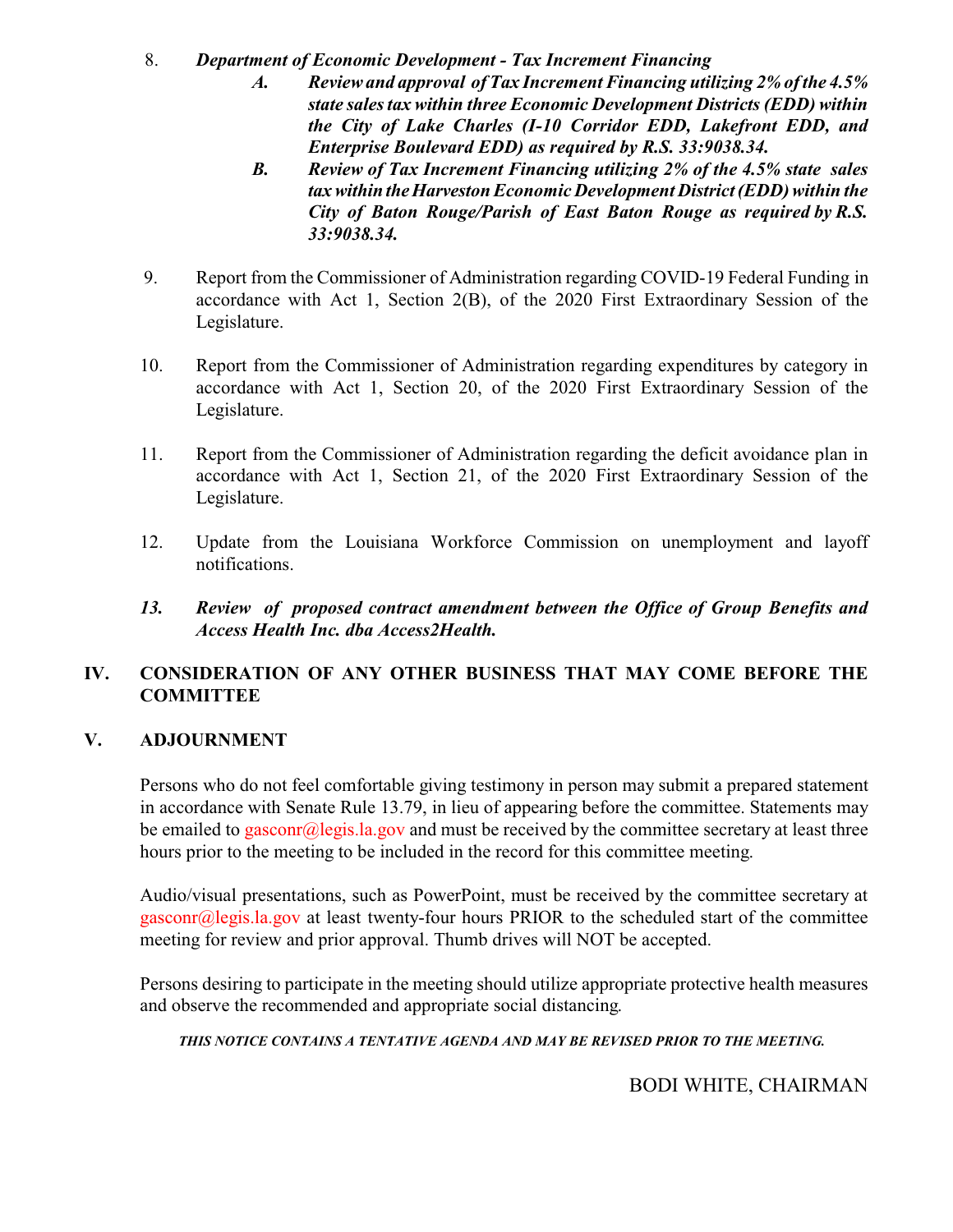8. ***Department of Economic Development - Tax Increment Financing***
   - ***A. Review and approval of Tax Increment Financing utilizing 2% of the 4.5% state sales tax within three Economic Development Districts (EDD) within the City of Lake Charles (I-10 Corridor EDD, Lakefront EDD, and Enterprise Boulevard EDD) as required by R.S. 33:9038.34.***
   - ***B. Review of Tax Increment Financing utilizing 2% of the 4.5% state sales tax within the Harveston Economic Development District (EDD) within the City of Baton Rouge/Parish of East Baton Rouge as required by R.S. 33:9038.34.***

9. Report from the Commissioner of Administration regarding COVID-19 Federal Funding in accordance with Act 1, Section 2(B), of the 2020 First Extraordinary Session of the Legislature.

10. Report from the Commissioner of Administration regarding expenditures by category in accordance with Act 1, Section 20, of the 2020 First Extraordinary Session of the Legislature.

11. Report from the Commissioner of Administration regarding the deficit avoidance plan in accordance with Act 1, Section 21, of the 2020 First Extraordinary Session of the Legislature.

12. Update from the Louisiana Workforce Commission on unemployment and layoff notifications.

13. ***Review of proposed contract amendment between the Office of Group Benefits and Access Health Inc. dba Access2Health.***

## IV. CONSIDERATION OF ANY OTHER BUSINESS THAT MAY COME BEFORE THE COMMITTEE

## V. ADJOURNMENT

Persons who do not feel comfortable giving testimony in person may submit a prepared statement in accordance with Senate Rule 13.79, in lieu of appearing before the committee. Statements may be emailed to gasconr@legis.la.gov and must be received by the committee secretary at least three hours prior to the meeting to be included in the record for this committee meeting.

Audio/visual presentations, such as PowerPoint, must be received by the committee secretary at gasconr@legis.la.gov at least twenty-four hours PRIOR to the scheduled start of the committee meeting for review and prior approval. Thumb drives will NOT be accepted.

Persons desiring to participate in the meeting should utilize appropriate protective health measures and observe the recommended and appropriate social distancing.

***THIS NOTICE CONTAINS A TENTATIVE AGENDA AND MAY BE REVISED PRIOR TO THE MEETING.***

BODI WHITE, CHAIRMAN